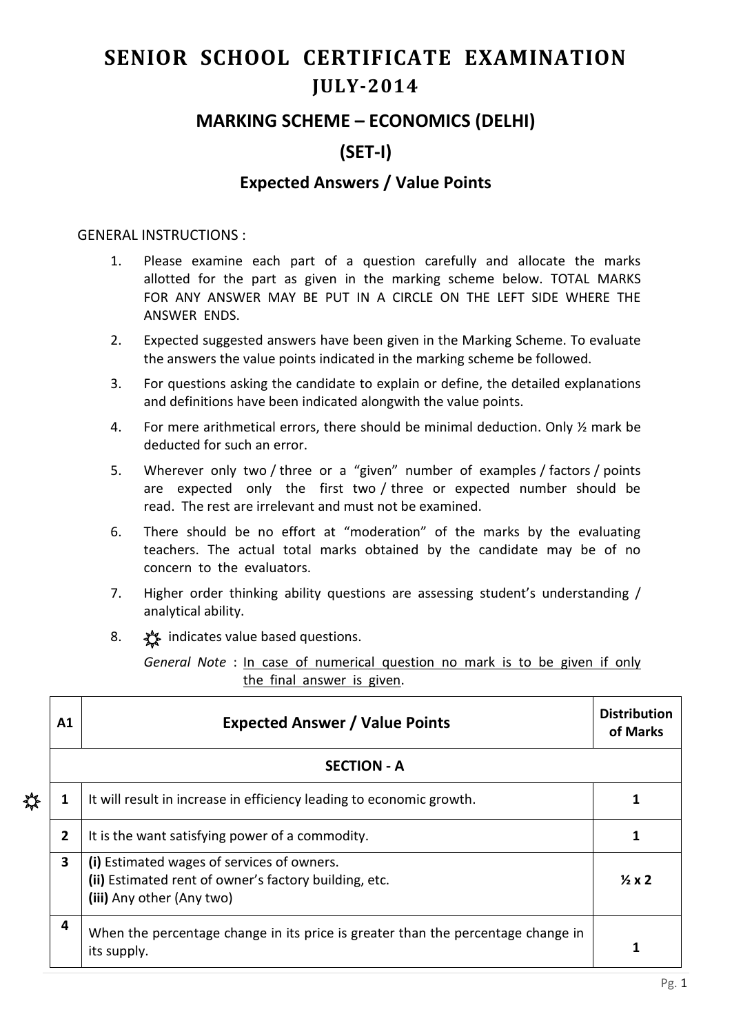# SENIOR SCHOOL CERTIFICATE EXAMINATION
## JULY-2014
### MARKING SCHEME – ECONOMICS (DELHI)
### (SET-I)
### Expected Answers / Value Points

GENERAL INSTRUCTIONS :

1. Please examine each part of a question carefully and allocate the marks allotted for the part as given in the marking scheme below. TOTAL MARKS FOR ANY ANSWER MAY BE PUT IN A CIRCLE ON THE LEFT SIDE WHERE THE ANSWER ENDS.
2. Expected suggested answers have been given in the Marking Scheme. To evaluate the answers the value points indicated in the marking scheme be followed.
3. For questions asking the candidate to explain or define, the detailed explanations and definitions have been indicated alongwith the value points.
4. For mere arithmetical errors, there should be minimal deduction. Only ½ mark be deducted for such an error.
5. Wherever only two / three or a "given" number of examples / factors / points are expected only the first two / three or expected number should be read. The rest are irrelevant and must not be examined.
6. There should be no effort at "moderation" of the marks by the evaluating teachers. The actual total marks obtained by the candidate may be of no concern to the evaluators.
7. Higher order thinking ability questions are assessing student's understanding / analytical ability.
8. ☼ indicates value based questions.

*General Note* : In case of numerical question no mark is to be given if only the final answer is given.

| A1 | Expected Answer / Value Points | Distribution of Marks |
|---|---|---|
| | **SECTION - A** | |
| ☼ 1 | It will result in increase in efficiency leading to economic growth. | **1** |
| 2 | It is the want satisfying power of a commodity. | **1** |
| 3 | **(i)** Estimated wages of services of owners.<br>**(ii)** Estimated rent of owner's factory building, etc.<br>**(iii)** Any other (Any two) | **½ x 2** |
| 4 | When the percentage change in its price is greater than the percentage change in its supply. | **1** |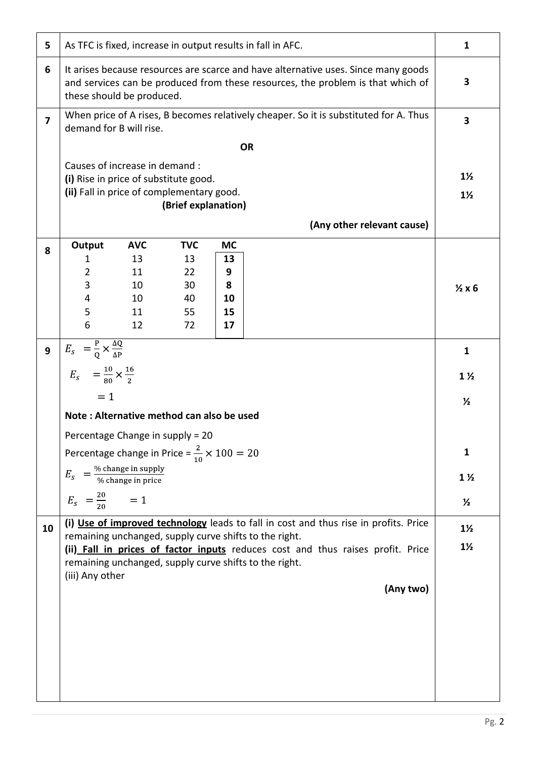| Q. No. | Answer | Marks |
|---|---|---|
| 5 | As TFC is fixed, increase in output results in fall in AFC. | 1 |
| 6 | It arises because resources are scarce and have alternative uses. Since many goods and services can be produced from these resources, the problem is that which of these should be produced. | 3 |
| 7 | When price of A rises, B becomes relatively cheaper. So it is substituted for A. Thus demand for B will rise. | 3 |
| | **OR** | |
| | Causes of increase in demand :<br>**(i)** Rise in price of substitute good.<br>**(ii)** Fall in price of complementary good.<br>**(Brief explanation)**<br>**(Any other relevant cause)** | 1½<br>1½ |
| 8 | See table below | ½ x 6 |
| 9 | $E_s = \frac{P}{Q} \times \frac{\Delta Q}{\Delta P}$ | 1 |
| | $E_s = \frac{10}{80} \times \frac{16}{2}$ | 1 ½ |
| | $= 1$ | ½ |
| | **Note : Alternative method can also be used** | |
| | Percentage Change in supply = 20<br>Percentage change in Price = $\frac{2}{10} \times 100 = 20$ | 1 |
| | $E_s = \frac{\text{\% change in supply}}{\text{\% change in price}}$ | 1 ½ |
| | $E_s = \frac{20}{20} = 1$ | ½ |
| 10 | **(i) <u>Use of improved technology</u>** leads to fall in cost and thus rise in profits. Price remaining unchanged, supply curve shifts to the right.<br>**(ii) <u>Fall in prices of factor inputs</u>** reduces cost and thus raises profit. Price remaining unchanged, supply curve shifts to the right.<br>(iii) Any other<br>**(Any two)** | 1½<br>1½ |

Table for Q. 8:

| Output | AVC | TVC | MC |
|---|---|---|---|
| 1 | 13 | 13 | **13** |
| 2 | 11 | 22 | **9** |
| 3 | 10 | 30 | **8** |
| 4 | 10 | 40 | **10** |
| 5 | 11 | 55 | **15** |
| 6 | 12 | 72 | **17** |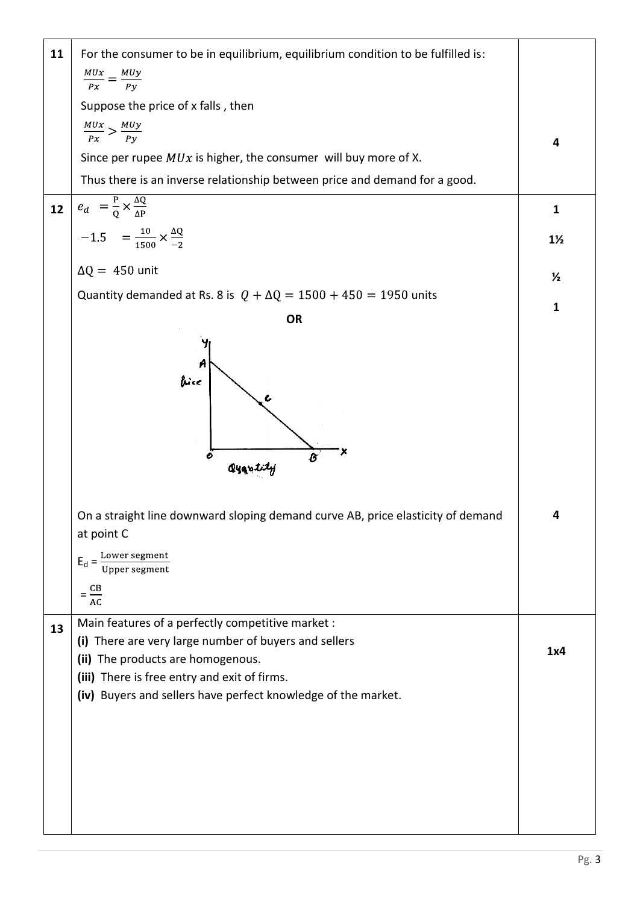| | | |
|---|---|---|
| 11 | For the consumer to be in equilibrium, equilibrium condition to be fulfilled is: $\frac{MUx}{Px} = \frac{MUy}{Py}$ <br> Suppose the price of x falls , then <br> $\frac{MUx}{Px} > \frac{MUy}{Py}$ <br> Since per rupee $MUx$ is higher, the consumer will buy more of X. <br> Thus there is an inverse relationship between price and demand for a good. | 4 |
| 12 | $e_d = \frac{P}{Q} \times \frac{\Delta Q}{\Delta P}$ <br> $-1.5 = \frac{10}{1500} \times \frac{\Delta Q}{-2}$ <br> $\Delta Q = 450$ unit <br> Quantity demanded at Rs. 8 is $Q + \Delta Q = 1500 + 450 = 1950$ units | 1 <br> 1½ <br> ½ <br> 1 |
| | **OR** <br> On a straight line downward sloping demand curve AB, price elasticity of demand at point C <br> $E_d = \frac{\text{Lower segment}}{\text{Upper segment}}$ <br> $= \frac{CB}{AC}$ | 4 |
| 13 | Main features of a perfectly competitive market : <br> **(i)** There are very large number of buyers and sellers <br> **(ii)** The products are homogenous. <br> **(iii)** There is free entry and exit of firms. <br> **(iv)** Buyers and sellers have perfect knowledge of the market. | 1x4 |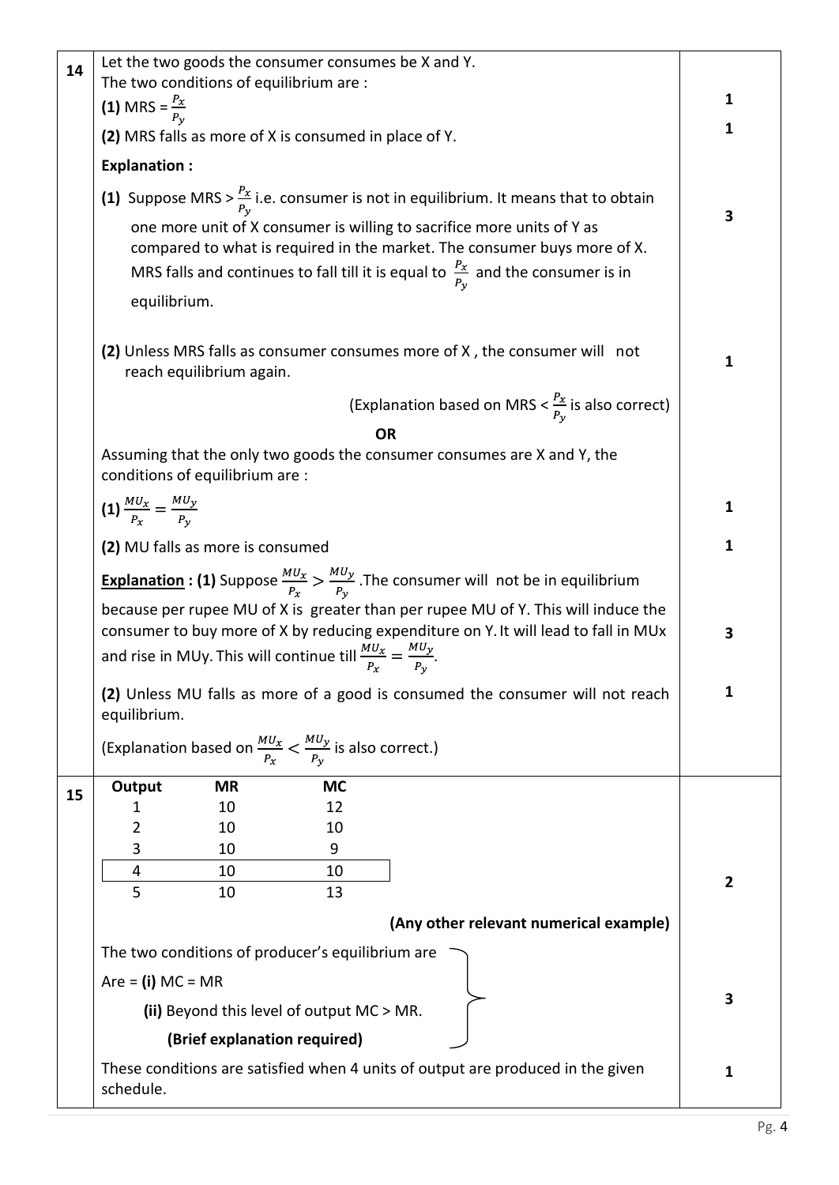| Q. No. | Answer | Marks |
|---|---|---|
| 14 | Let the two goods the consumer consumes be X and Y.<br>The two conditions of equilibrium are :<br>**(1)** MRS = $\frac{P_x}{P_y}$<br>**(2)** MRS falls as more of X is consumed in place of Y.<br>**Explanation :**<br>**(1)** Suppose MRS > $\frac{P_x}{P_y}$ i.e. consumer is not in equilibrium. It means that to obtain one more unit of X consumer is willing to sacrifice more units of Y as compared to what is required in the market. The consumer buys more of X. MRS falls and continues to fall till it is equal to $\frac{P_x}{P_y}$ and the consumer is in equilibrium.<br>**(2)** Unless MRS falls as consumer consumes more of X , the consumer will not reach equilibrium again.<br>(Explanation based on MRS < $\frac{P_x}{P_y}$ is also correct)<br>**OR**<br>Assuming that the only two goods the consumer consumes are X and Y, the conditions of equilibrium are :<br>**(1)** $\frac{MU_x}{P_x} = \frac{MU_y}{P_y}$<br>**(2)** MU falls as more is consumed<br>**Explanation : (1)** Suppose $\frac{MU_x}{P_x} > \frac{MU_y}{P_y}$ .The consumer will not be in equilibrium because per rupee MU of X is greater than per rupee MU of Y. This will induce the consumer to buy more of X by reducing expenditure on Y. It will lead to fall in MUx and rise in MUy. This will continue till $\frac{MU_x}{P_x} = \frac{MU_y}{P_y}$.<br>**(2)** Unless MU falls as more of a good is consumed the consumer will not reach equilibrium.<br>(Explanation based on $\frac{MU_x}{P_x} < \frac{MU_y}{P_y}$ is also correct.) | 1<br>1<br><br>3<br><br>1<br><br><br><br>1<br>1<br><br>3<br><br>1 |
| 15 | **Output / MR / MC**<br>1 / 10 / 12<br>2 / 10 / 10<br>3 / 10 / 9<br>4 / 10 / 10<br>5 / 10 / 13<br>**(Any other relevant numerical example)**<br>The two conditions of producer's equilibrium are<br>Are = **(i)** MC = MR<br>**(ii)** Beyond this level of output MC > MR.<br>**(Brief explanation required)**<br>These conditions are satisfied when 4 units of output are produced in the given schedule. | 2<br><br><br>3<br><br>1 |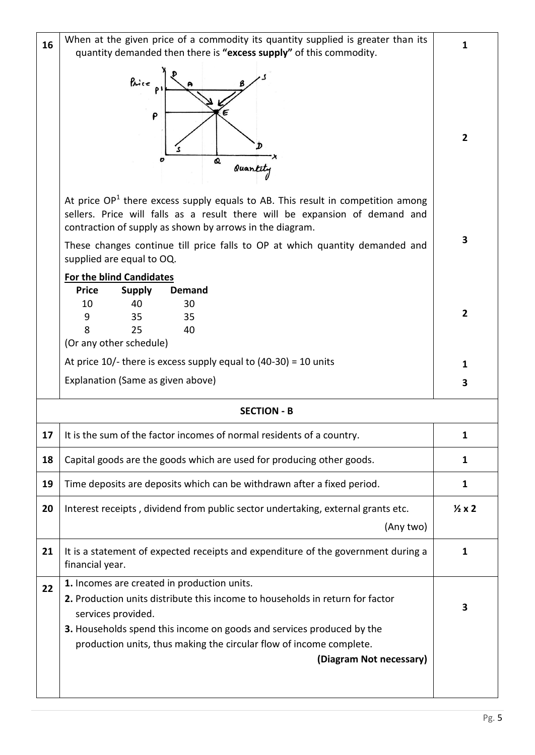| Q. No. | Answer | Marks |
|---|---|---|
| 16 | When at the given price of a commodity its quantity supplied is greater than its quantity demanded then there is **"excess supply"** of this commodity. | 1 |
| | | 2 |
| | At price $OP^1$ there excess supply equals to AB. This result in competition among sellers. Price will falls as a result there will be expansion of demand and contraction of supply as shown by arrows in the diagram. These changes continue till price falls to OP at which quantity demanded and supplied are equal to OQ. | 3 |
| | **For the blind Candidates** | |
| | Price / Supply / Demand: 10 / 40 / 30; 9 / 35 / 35; 8 / 25 / 40 (Or any other schedule) | 2 |
| | At price 10/- there is excess supply equal to (40-30) = 10 units | 1 |
| | Explanation (Same as given above) | 3 |

**SECTION - B**

| Q. No. | Answer | Marks |
|---|---|---|
| 17 | It is the sum of the factor incomes of normal residents of a country. | 1 |
| 18 | Capital goods are the goods which are used for producing other goods. | 1 |
| 19 | Time deposits are deposits which can be withdrawn after a fixed period. | 1 |
| 20 | Interest receipts , dividend from public sector undertaking, external grants etc. (Any two) | ½ x 2 |
| 21 | It is a statement of expected receipts and expenditure of the government during a financial year. | 1 |
| 22 | **1.** Incomes are created in production units. **2.** Production units distribute this income to households in return for factor services provided. **3.** Households spend this income on goods and services produced by the production units, thus making the circular flow of income complete. **(Diagram Not necessary)** | 3 |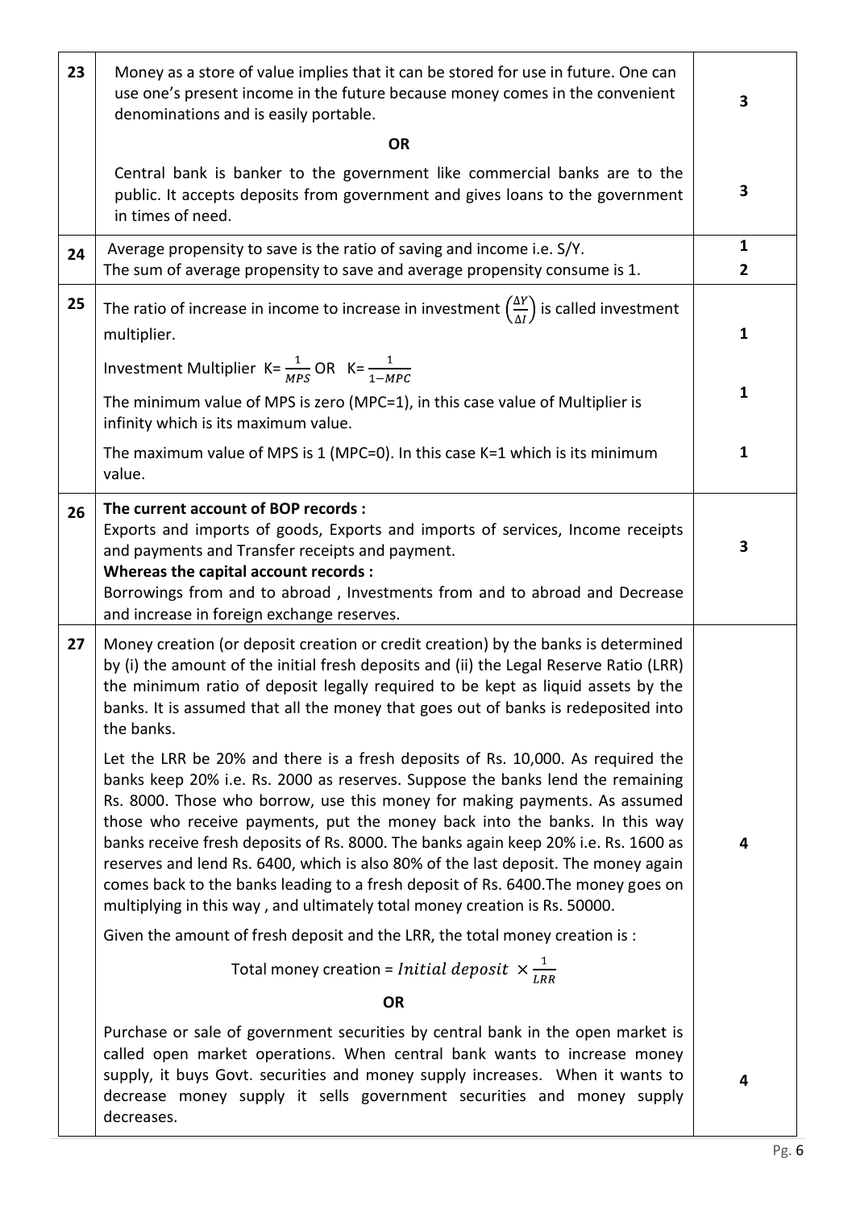| | | |
|---|---|---|
| 23 | Money as a store of value implies that it can be stored for use in future. One can use one's present income in the future because money comes in the convenient denominations and is easily portable. | 3 |
| | **OR** | |
| | Central bank is banker to the government like commercial banks are to the public. It accepts deposits from government and gives loans to the government in times of need. | 3 |
| 24 | Average propensity to save is the ratio of saving and income i.e. S/Y. | 1 |
| | The sum of average propensity to save and average propensity consume is 1. | 2 |
| 25 | The ratio of increase in income to increase in investment $\left(\frac{\Delta Y}{\Delta I}\right)$ is called investment multiplier. | 1 |
| | Investment Multiplier $K = \frac{1}{MPS}$ OR $K = \frac{1}{1-MPC}$ | |
| | The minimum value of MPS is zero (MPC=1), in this case value of Multiplier is infinity which is its maximum value. | 1 |
| | The maximum value of MPS is 1 (MPC=0). In this case K=1 which is its minimum value. | 1 |
| 26 | **The current account of BOP records :** Exports and imports of goods, Exports and imports of services, Income receipts and payments and Transfer receipts and payment. **Whereas the capital account records :** Borrowings from and to abroad , Investments from and to abroad and Decrease and increase in foreign exchange reserves. | 3 |
| 27 | Money creation (or deposit creation or credit creation) by the banks is determined by (i) the amount of the initial fresh deposits and (ii) the Legal Reserve Ratio (LRR) the minimum ratio of deposit legally required to be kept as liquid assets by the banks. It is assumed that all the money that goes out of banks is redeposited into the banks. Let the LRR be 20% and there is a fresh deposits of Rs. 10,000. As required the banks keep 20% i.e. Rs. 2000 as reserves. Suppose the banks lend the remaining Rs. 8000. Those who borrow, use this money for making payments. As assumed those who receive payments, put the money back into the banks. In this way banks receive fresh deposits of Rs. 8000. The banks again keep 20% i.e. Rs. 1600 as reserves and lend Rs. 6400, which is also 80% of the last deposit. The money again comes back to the banks leading to a fresh deposit of Rs. 6400.The money goes on multiplying in this way , and ultimately total money creation is Rs. 50000. Given the amount of fresh deposit and the LRR, the total money creation is : Total money creation = $Initial\ deposit\ \times \frac{1}{LRR}$ | 4 |
| | **OR** | |
| | Purchase or sale of government securities by central bank in the open market is called open market operations. When central bank wants to increase money supply, it buys Govt. securities and money supply increases. When it wants to decrease money supply it sells government securities and money supply decreases. | 4 |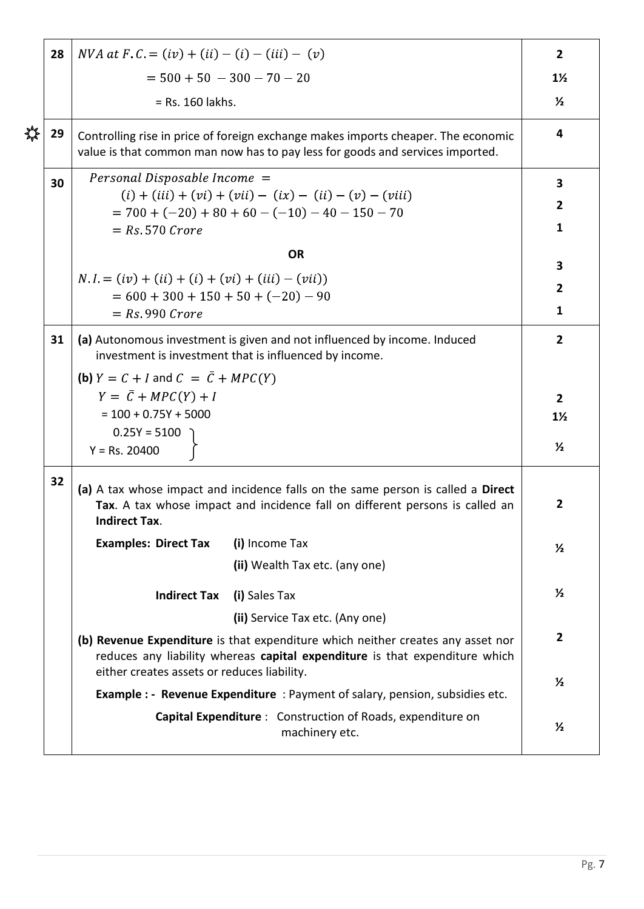| | | |
|---|---|---|
| 28 | $NVA\ at\ F.C. = (iv) + (ii) - (i) - (iii) - (v)$<br>$= 500 + 50 - 300 - 70 - 20$<br>= Rs. 160 lakhs. | 2<br>1½<br>½ |
| 29 | Controlling rise in price of foreign exchange makes imports cheaper. The economic value is that common man now has to pay less for goods and services imported. | 4 |
| 30 | $Personal\ Disposable\ Income =$<br>$(i) + (iii) + (vi) + (vii) - (ix) - (ii) - (v) - (viii)$<br>$= 700 + (-20) + 80 + 60 - (-10) - 40 - 150 - 70$<br>$= Rs. 570\ Crore$<br>**OR**<br>$N.I. = (iv) + (ii) + (i) + (vi) + (iii) - (vii))$<br>$= 600 + 300 + 150 + 50 + (-20) - 90$<br>$= Rs. 990\ Crore$ | 3<br>2<br>1<br><br>3<br>2<br>1 |
| 31 | **(a)** Autonomous investment is given and not influenced by income. Induced investment is investment that is influenced by income.<br>**(b)** $Y = C + I$ and $C = \bar{C} + MPC(Y)$<br>$Y = \bar{C} + MPC(Y) + I$<br>= 100 + 0.75Y + 5000<br>0.25Y = 5100<br>Y = Rs. 20400 | 2<br><br>2<br>1½<br>½ |
| 32 | **(a)** A tax whose impact and incidence falls on the same person is called a **Direct Tax**. A tax whose impact and incidence fall on different persons is called an **Indirect Tax**.<br>**Examples: Direct Tax** **(i)** Income Tax **(ii)** Wealth Tax etc. (any one)<br>**Indirect Tax** **(i)** Sales Tax **(ii)** Service Tax etc. (Any one)<br>**(b) Revenue Expenditure** is that expenditure which neither creates any asset nor reduces any liability whereas **capital expenditure** is that expenditure which either creates assets or reduces liability.<br>**Example : - Revenue Expenditure** : Payment of salary, pension, subsidies etc.<br>**Capital Expenditure** : Construction of Roads, expenditure on machinery etc. | 2<br>½<br>½<br>2<br>½<br>½ |